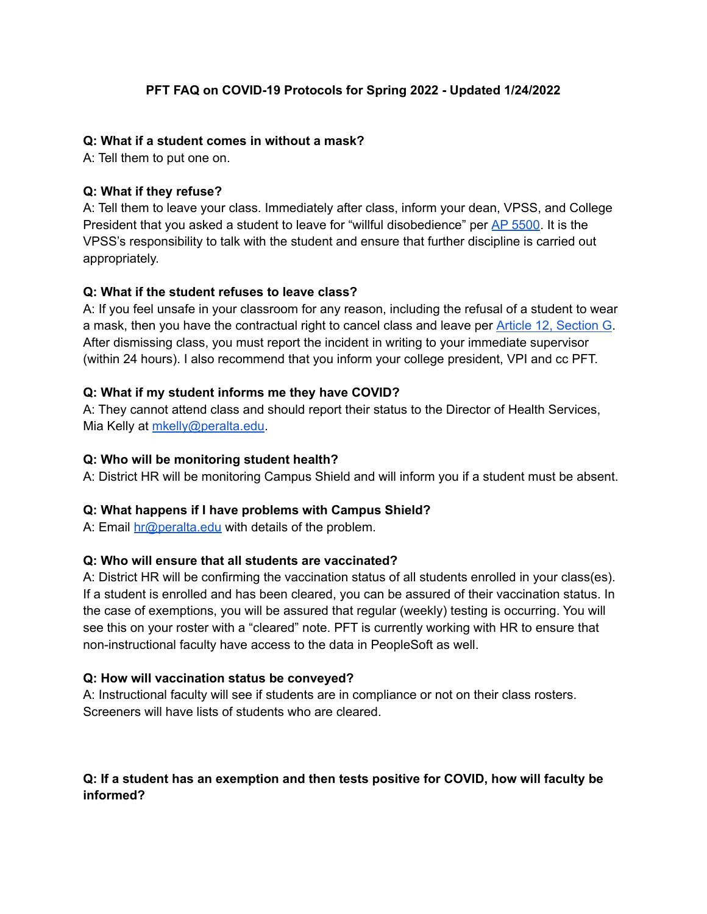# PFT FAQ on COVID-19 Protocols for Spring 2022 - Updated 1/24/2022

**Q: What if a student comes in without a mask?**
A: Tell them to put one on.

**Q: What if they refuse?**
A: Tell them to leave your class. Immediately after class, inform your dean, VPSS, and College President that you asked a student to leave for "willful disobedience" per AP 5500. It is the VPSS's responsibility to talk with the student and ensure that further discipline is carried out appropriately.

**Q: What if the student refuses to leave class?**
A: If you feel unsafe in your classroom for any reason, including the refusal of a student to wear a mask, then you have the contractual right to cancel class and leave per Article 12, Section G. After dismissing class, you must report the incident in writing to your immediate supervisor (within 24 hours). I also recommend that you inform your college president, VPI and cc PFT.

**Q: What if my student informs me they have COVID?**
A: They cannot attend class and should report their status to the Director of Health Services, Mia Kelly at mkelly@peralta.edu.

**Q: Who will be monitoring student health?**
A: District HR will be monitoring Campus Shield and will inform you if a student must be absent.

**Q: What happens if I have problems with Campus Shield?**
A: Email hr@peralta.edu with details of the problem.

**Q: Who will ensure that all students are vaccinated?**
A: District HR will be confirming the vaccination status of all students enrolled in your class(es). If a student is enrolled and has been cleared, you can be assured of their vaccination status. In the case of exemptions, you will be assured that regular (weekly) testing is occurring. You will see this on your roster with a "cleared" note. PFT is currently working with HR to ensure that non-instructional faculty have access to the data in PeopleSoft as well.

**Q: How will vaccination status be conveyed?**
A: Instructional faculty will see if students are in compliance or not on their class rosters. Screeners will have lists of students who are cleared.

**Q: If a student has an exemption and then tests positive for COVID, how will faculty be informed?**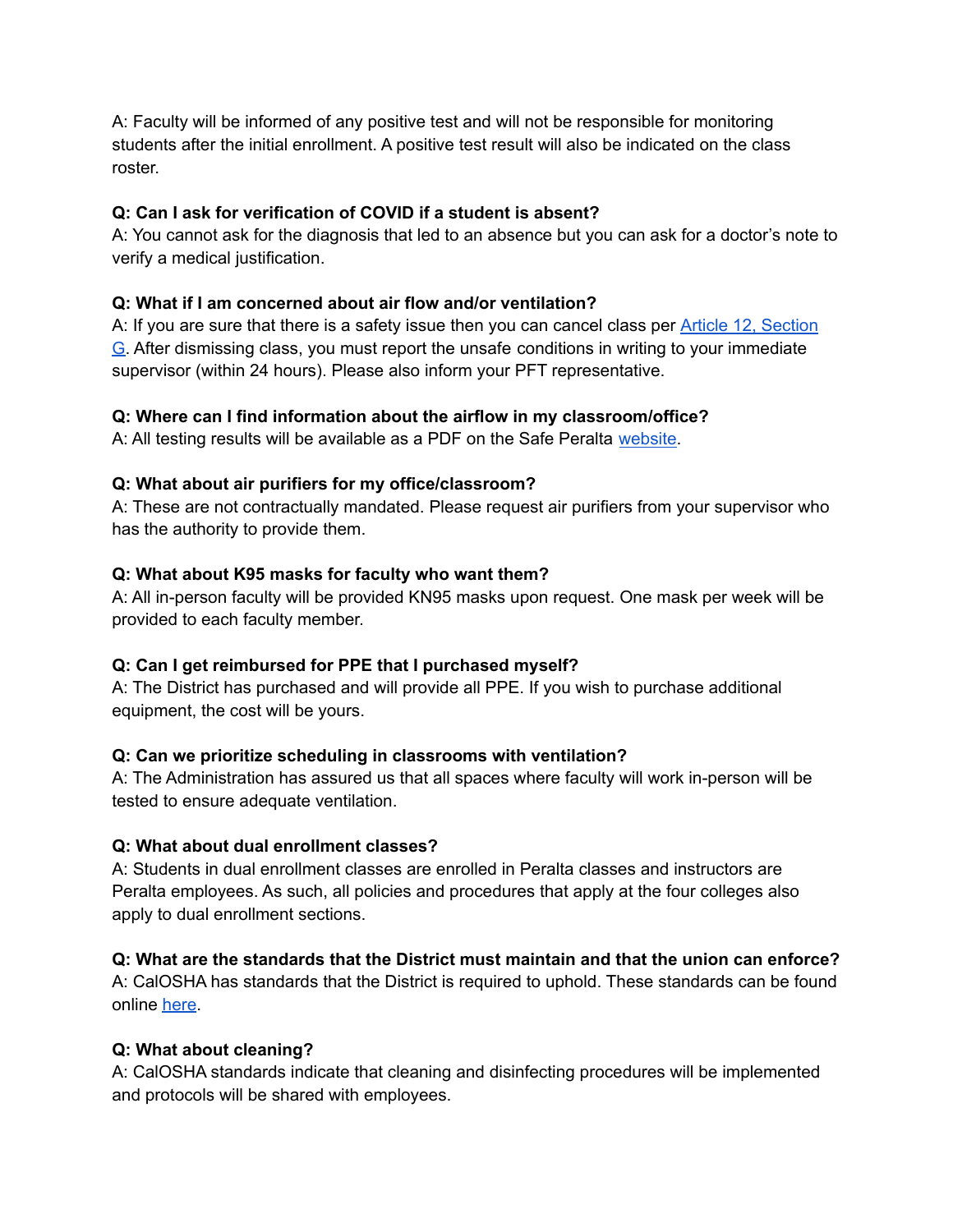A: Faculty will be informed of any positive test and will not be responsible for monitoring students after the initial enrollment. A positive test result will also be indicated on the class roster.

**Q: Can I ask for verification of COVID if a student is absent?**
A: You cannot ask for the diagnosis that led to an absence but you can ask for a doctor's note to verify a medical justification.

**Q: What if I am concerned about air flow and/or ventilation?**
A: If you are sure that there is a safety issue then you can cancel class per Article 12, Section G. After dismissing class, you must report the unsafe conditions in writing to your immediate supervisor (within 24 hours). Please also inform your PFT representative.

**Q: Where can I find information about the airflow in my classroom/office?**
A: All testing results will be available as a PDF on the Safe Peralta website.

**Q: What about air purifiers for my office/classroom?**
A: These are not contractually mandated. Please request air purifiers from your supervisor who has the authority to provide them.

**Q: What about K95 masks for faculty who want them?**
A: All in-person faculty will be provided KN95 masks upon request. One mask per week will be provided to each faculty member.

**Q: Can I get reimbursed for PPE that I purchased myself?**
A: The District has purchased and will provide all PPE. If you wish to purchase additional equipment, the cost will be yours.

**Q: Can we prioritize scheduling in classrooms with ventilation?**
A: The Administration has assured us that all spaces where faculty will work in-person will be tested to ensure adequate ventilation.

**Q: What about dual enrollment classes?**
A: Students in dual enrollment classes are enrolled in Peralta classes and instructors are Peralta employees. As such, all policies and procedures that apply at the four colleges also apply to dual enrollment sections.

**Q: What are the standards that the District must maintain and that the union can enforce?**
A: CalOSHA has standards that the District is required to uphold. These standards can be found online here.

**Q: What about cleaning?**
A: CalOSHA standards indicate that cleaning and disinfecting procedures will be implemented and protocols will be shared with employees.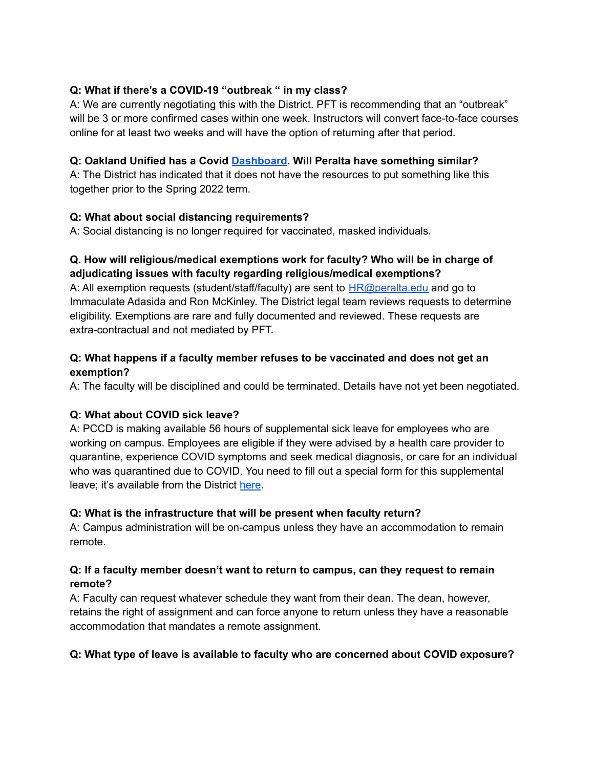**Q: What if there's a COVID-19 "outbreak " in my class?**
A: We are currently negotiating this with the District. PFT is recommending that an "outbreak" will be 3 or more confirmed cases within one week. Instructors will convert face-to-face courses online for at least two weeks and will have the option of returning after that period.

**Q: Oakland Unified has a Covid [Dashboard](). Will Peralta have something similar?**
A: The District has indicated that it does not have the resources to put something like this together prior to the Spring 2022 term.

**Q: What about social distancing requirements?**
A: Social distancing is no longer required for vaccinated, masked individuals.

**Q. How will religious/medical exemptions work for faculty? Who will be in charge of adjudicating issues with faculty regarding religious/medical exemptions?**
A: All exemption requests (student/staff/faculty) are sent to [HR@peralta.edu](mailto:HR@peralta.edu) and go to Immaculate Adasida and Ron McKinley. The District legal team reviews requests to determine eligibility. Exemptions are rare and fully documented and reviewed. These requests are extra-contractual and not mediated by PFT.

**Q: What happens if a faculty member refuses to be vaccinated and does not get an exemption?**
A: The faculty will be disciplined and could be terminated. Details have not yet been negotiated.

**Q: What about COVID sick leave?**
A: PCCD is making available 56 hours of supplemental sick leave for employees who are working on campus. Employees are eligible if they were advised by a health care provider to quarantine, experience COVID symptoms and seek medical diagnosis, or care for an individual who was quarantined due to COVID. You need to fill out a special form for this supplemental leave; it's available from the District [here]().

**Q: What is the infrastructure that will be present when faculty return?**
A: Campus administration will be on-campus unless they have an accommodation to remain remote.

**Q: If a faculty member doesn't want to return to campus, can they request to remain remote?**
A: Faculty can request whatever schedule they want from their dean. The dean, however, retains the right of assignment and can force anyone to return unless they have a reasonable accommodation that mandates a remote assignment.

**Q: What type of leave is available to faculty who are concerned about COVID exposure?**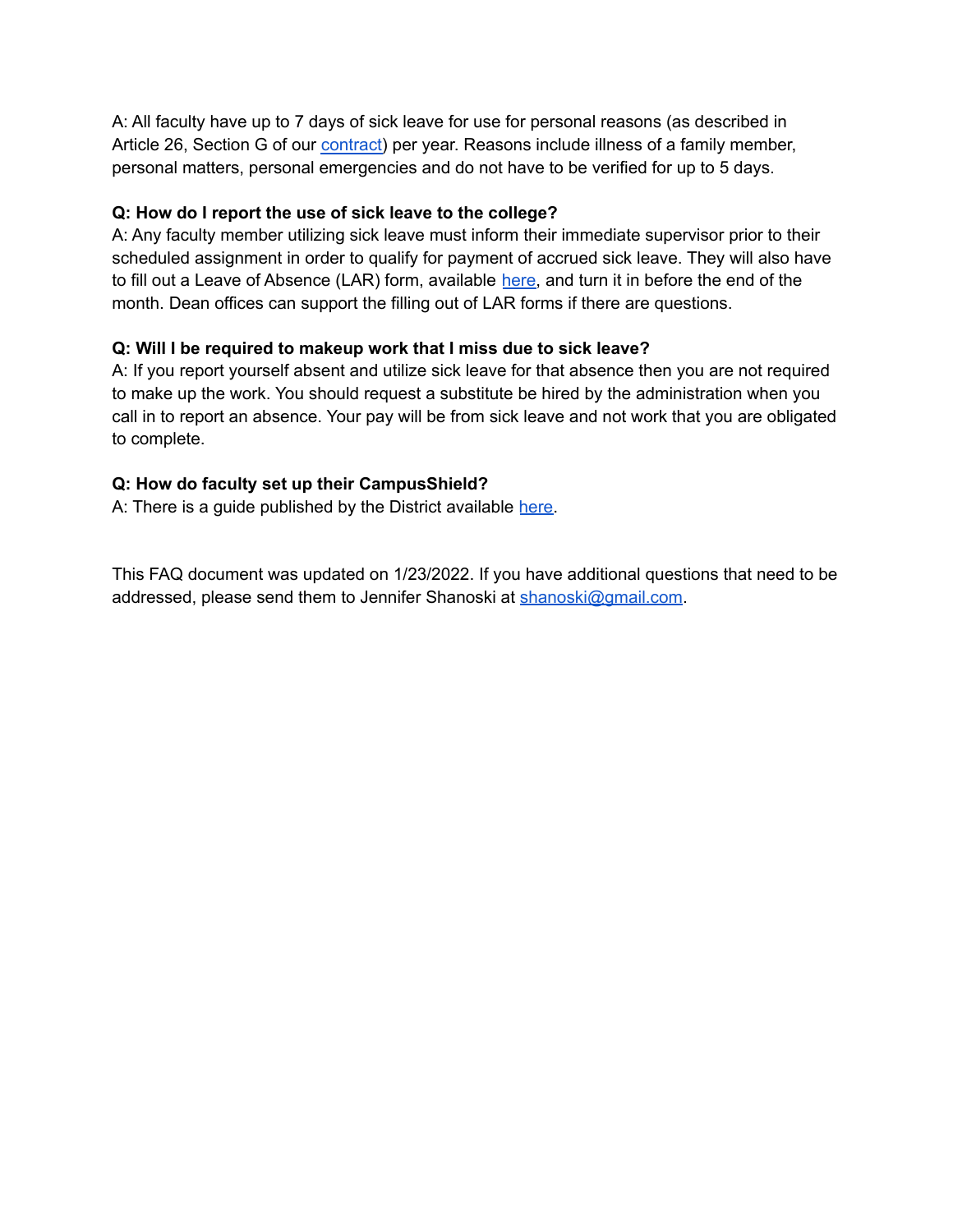A: All faculty have up to 7 days of sick leave for use for personal reasons (as described in Article 26, Section G of our contract) per year. Reasons include illness of a family member, personal matters, personal emergencies and do not have to be verified for up to 5 days.

**Q: How do I report the use of sick leave to the college?**
A: Any faculty member utilizing sick leave must inform their immediate supervisor prior to their scheduled assignment in order to qualify for payment of accrued sick leave. They will also have to fill out a Leave of Absence (LAR) form, available here, and turn it in before the end of the month. Dean offices can support the filling out of LAR forms if there are questions.

**Q: Will I be required to makeup work that I miss due to sick leave?**
A: If you report yourself absent and utilize sick leave for that absence then you are not required to make up the work. You should request a substitute be hired by the administration when you call in to report an absence. Your pay will be from sick leave and not work that you are obligated to complete.

**Q: How do faculty set up their CampusShield?**
A: There is a guide published by the District available here.

This FAQ document was updated on 1/23/2022. If you have additional questions that need to be addressed, please send them to Jennifer Shanoski at shanoski@gmail.com.